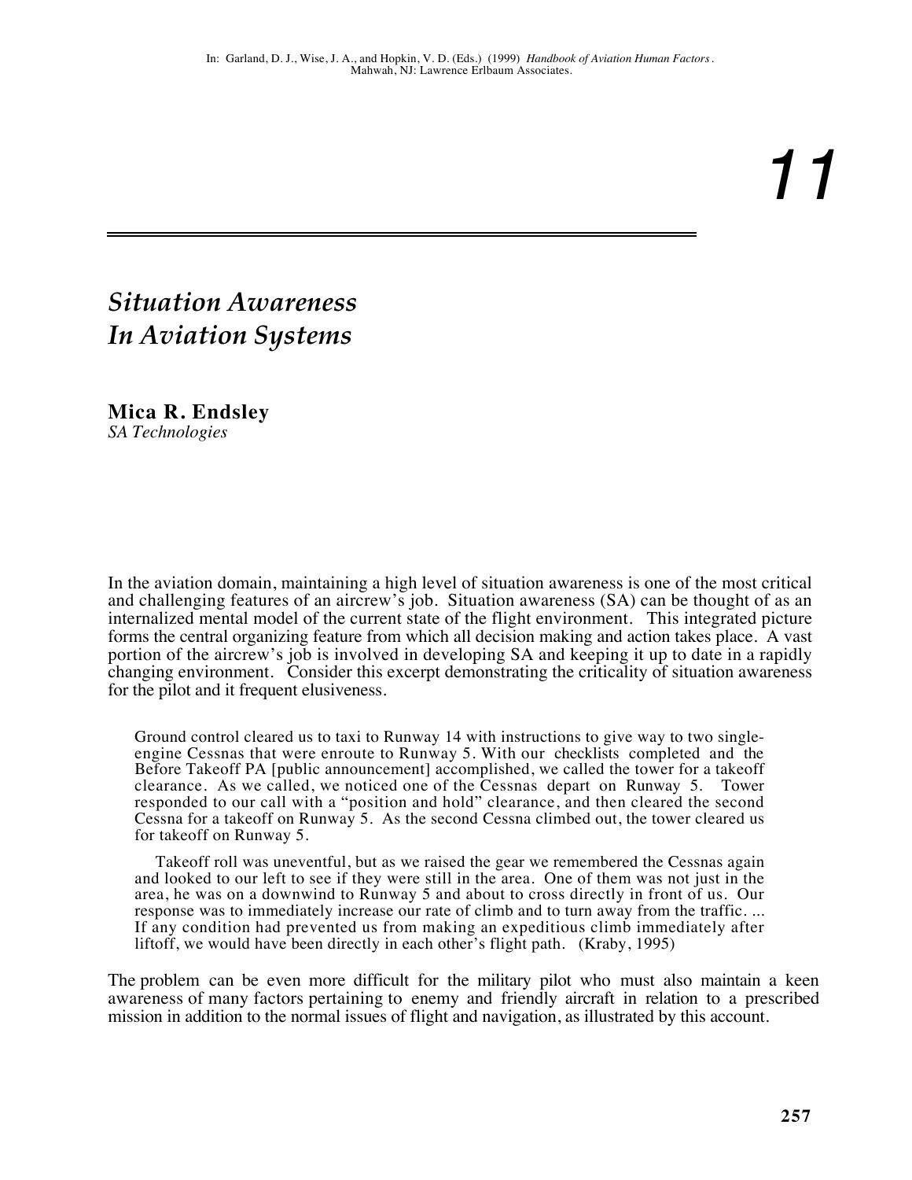In: Garland, D. J., Wise, J. A., and Hopkin, V. D. (Eds.) (1999) *Handbook of Aviation Human Factors*. Mahwah, NJ: Lawrence Erlbaum Associates.

# 11

## *Situation Awareness In Aviation Systems*

**Mica R. Endsley**
*SA Technologies*

In the aviation domain, maintaining a high level of situation awareness is one of the most critical and challenging features of an aircrew's job. Situation awareness (SA) can be thought of as an internalized mental model of the current state of the flight environment. This integrated picture forms the central organizing feature from which all decision making and action takes place. A vast portion of the aircrew's job is involved in developing SA and keeping it up to date in a rapidly changing environment. Consider this excerpt demonstrating the criticality of situation awareness for the pilot and it frequent elusiveness.

> Ground control cleared us to taxi to Runway 14 with instructions to give way to two single-engine Cessnas that were enroute to Runway 5. With our checklists completed and the Before Takeoff PA [public announcement] accomplished, we called the tower for a takeoff clearance. As we called, we noticed one of the Cessnas depart on Runway 5. Tower responded to our call with a "position and hold" clearance, and then cleared the second Cessna for a takeoff on Runway 5. As the second Cessna climbed out, the tower cleared us for takeoff on Runway 5.
>
> Takeoff roll was uneventful, but as we raised the gear we remembered the Cessnas again and looked to our left to see if they were still in the area. One of them was not just in the area, he was on a downwind to Runway 5 and about to cross directly in front of us. Our response was to immediately increase our rate of climb and to turn away from the traffic. ... If any condition had prevented us from making an expeditious climb immediately after liftoff, we would have been directly in each other's flight path. (Kraby, 1995)

The problem can be even more difficult for the military pilot who must also maintain a keen awareness of many factors pertaining to enemy and friendly aircraft in relation to a prescribed mission in addition to the normal issues of flight and navigation, as illustrated by this account.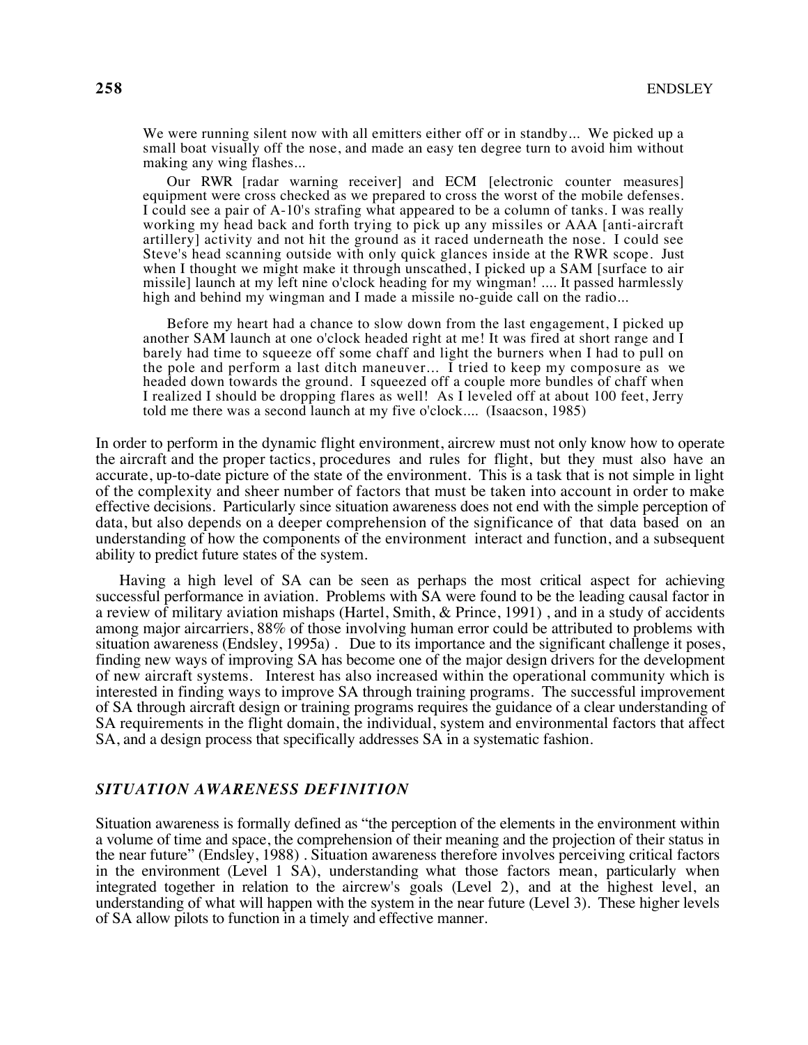> We were running silent now with all emitters either off or in standby... We picked up a small boat visually off the nose, and made an easy ten degree turn to avoid him without making any wing flashes...
>
> Our RWR [radar warning receiver] and ECM [electronic counter measures] equipment were cross checked as we prepared to cross the worst of the mobile defenses. I could see a pair of A-10's strafing what appeared to be a column of tanks. I was really working my head back and forth trying to pick up any missiles or AAA [anti-aircraft artillery] activity and not hit the ground as it raced underneath the nose. I could see Steve's head scanning outside with only quick glances inside at the RWR scope. Just when I thought we might make it through unscathed, I picked up a SAM [surface to air missile] launch at my left nine o'clock heading for my wingman! .... It passed harmlessly high and behind my wingman and I made a missile no-guide call on the radio...
>
> Before my heart had a chance to slow down from the last engagement, I picked up another SAM launch at one o'clock headed right at me! It was fired at short range and I barely had time to squeeze off some chaff and light the burners when I had to pull on the pole and perform a last ditch maneuver... I tried to keep my composure as we headed down towards the ground. I squeezed off a couple more bundles of chaff when I realized I should be dropping flares as well! As I leveled off at about 100 feet, Jerry told me there was a second launch at my five o'clock.... (Isaacson, 1985)

In order to perform in the dynamic flight environment, aircrew must not only know how to operate the aircraft and the proper tactics, procedures and rules for flight, but they must also have an accurate, up-to-date picture of the state of the environment. This is a task that is not simple in light of the complexity and sheer number of factors that must be taken into account in order to make effective decisions. Particularly since situation awareness does not end with the simple perception of data, but also depends on a deeper comprehension of the significance of that data based on an understanding of how the components of the environment interact and function, and a subsequent ability to predict future states of the system.

Having a high level of SA can be seen as perhaps the most critical aspect for achieving successful performance in aviation. Problems with SA were found to be the leading causal factor in a review of military aviation mishaps (Hartel, Smith, & Prince, 1991) , and in a study of accidents among major aircarriers, 88% of those involving human error could be attributed to problems with situation awareness (Endsley, 1995a) . Due to its importance and the significant challenge it poses, finding new ways of improving SA has become one of the major design drivers for the development of new aircraft systems. Interest has also increased within the operational community which is interested in finding ways to improve SA through training programs. The successful improvement of SA through aircraft design or training programs requires the guidance of a clear understanding of SA requirements in the flight domain, the individual, system and environmental factors that affect SA, and a design process that specifically addresses SA in a systematic fashion.

## *SITUATION AWARENESS DEFINITION*

Situation awareness is formally defined as "the perception of the elements in the environment within a volume of time and space, the comprehension of their meaning and the projection of their status in the near future" (Endsley, 1988) . Situation awareness therefore involves perceiving critical factors in the environment (Level 1 SA), understanding what those factors mean, particularly when integrated together in relation to the aircrew's goals (Level 2), and at the highest level, an understanding of what will happen with the system in the near future (Level 3). These higher levels of SA allow pilots to function in a timely and effective manner.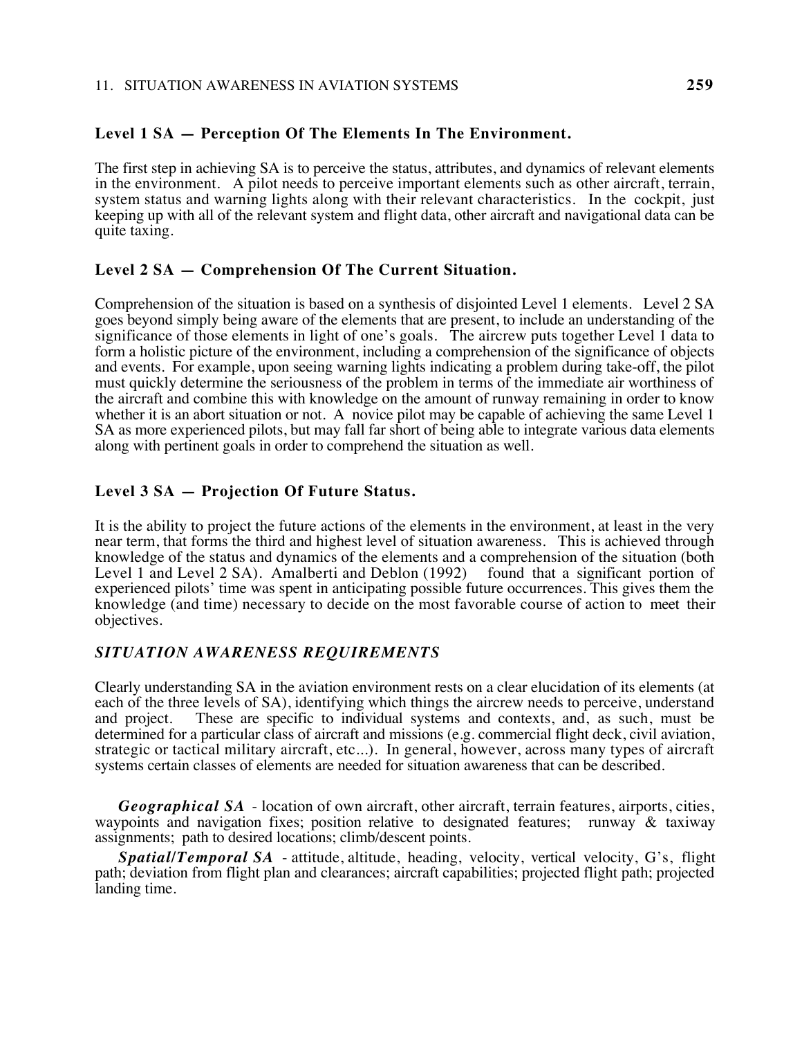### Level 1 SA — Perception Of The Elements In The Environment.

The first step in achieving SA is to perceive the status, attributes, and dynamics of relevant elements in the environment. A pilot needs to perceive important elements such as other aircraft, terrain, system status and warning lights along with their relevant characteristics. In the cockpit, just keeping up with all of the relevant system and flight data, other aircraft and navigational data can be quite taxing.

### Level 2 SA — Comprehension Of The Current Situation.

Comprehension of the situation is based on a synthesis of disjointed Level 1 elements. Level 2 SA goes beyond simply being aware of the elements that are present, to include an understanding of the significance of those elements in light of one's goals. The aircrew puts together Level 1 data to form a holistic picture of the environment, including a comprehension of the significance of objects and events. For example, upon seeing warning lights indicating a problem during take-off, the pilot must quickly determine the seriousness of the problem in terms of the immediate air worthiness of the aircraft and combine this with knowledge on the amount of runway remaining in order to know whether it is an abort situation or not. A novice pilot may be capable of achieving the same Level 1 SA as more experienced pilots, but may fall far short of being able to integrate various data elements along with pertinent goals in order to comprehend the situation as well.

### Level 3 SA — Projection Of Future Status.

It is the ability to project the future actions of the elements in the environment, at least in the very near term, that forms the third and highest level of situation awareness. This is achieved through knowledge of the status and dynamics of the elements and a comprehension of the situation (both Level 1 and Level 2 SA). Amalberti and Deblon (1992) found that a significant portion of experienced pilots' time was spent in anticipating possible future occurrences. This gives them the knowledge (and time) necessary to decide on the most favorable course of action to meet their objectives.

## *SITUATION AWARENESS REQUIREMENTS*

Clearly understanding SA in the aviation environment rests on a clear elucidation of its elements (at each of the three levels of SA), identifying which things the aircrew needs to perceive, understand and project. These are specific to individual systems and contexts, and, as such, must be determined for a particular class of aircraft and missions (e.g. commercial flight deck, civil aviation, strategic or tactical military aircraft, etc...). In general, however, across many types of aircraft systems certain classes of elements are needed for situation awareness that can be described.

***Geographical SA*** - location of own aircraft, other aircraft, terrain features, airports, cities, waypoints and navigation fixes; position relative to designated features; runway & taxiway assignments; path to desired locations; climb/descent points.

***Spatial/Temporal SA*** - attitude, altitude, heading, velocity, vertical velocity, G's, flight path; deviation from flight plan and clearances; aircraft capabilities; projected flight path; projected landing time.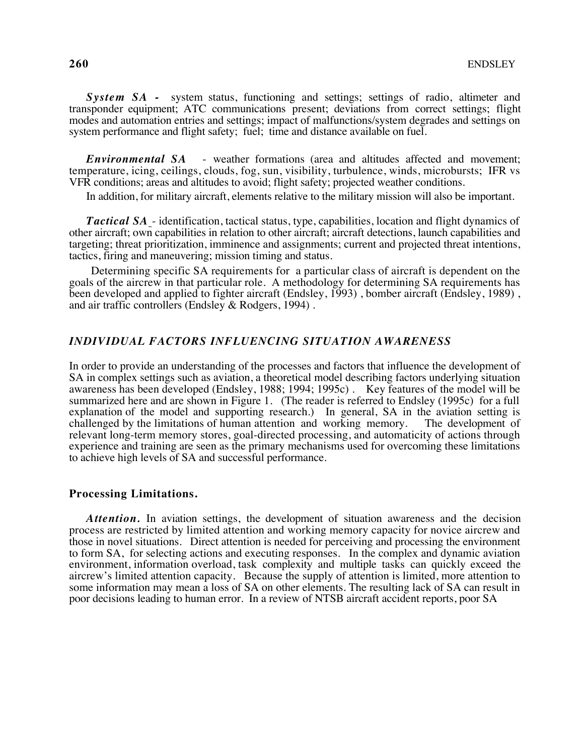***System SA -*** system status, functioning and settings; settings of radio, altimeter and transponder equipment; ATC communications present; deviations from correct settings; flight modes and automation entries and settings; impact of malfunctions/system degrades and settings on system performance and flight safety; fuel; time and distance available on fuel.

***Environmental SA*** - weather formations (area and altitudes affected and movement; temperature, icing, ceilings, clouds, fog, sun, visibility, turbulence, winds, microbursts; IFR vs VFR conditions; areas and altitudes to avoid; flight safety; projected weather conditions.

In addition, for military aircraft, elements relative to the military mission will also be important.

***Tactical SA*** - identification, tactical status, type, capabilities, location and flight dynamics of other aircraft; own capabilities in relation to other aircraft; aircraft detections, launch capabilities and targeting; threat prioritization, imminence and assignments; current and projected threat intentions, tactics, firing and maneuvering; mission timing and status.

Determining specific SA requirements for a particular class of aircraft is dependent on the goals of the aircrew in that particular role. A methodology for determining SA requirements has been developed and applied to fighter aircraft (Endsley, 1993) , bomber aircraft (Endsley, 1989) , and air traffic controllers (Endsley & Rodgers, 1994) .

## *INDIVIDUAL FACTORS INFLUENCING SITUATION AWARENESS*

In order to provide an understanding of the processes and factors that influence the development of SA in complex settings such as aviation, a theoretical model describing factors underlying situation awareness has been developed (Endsley, 1988; 1994; 1995c) . Key features of the model will be summarized here and are shown in Figure 1. (The reader is referred to Endsley (1995c) for a full explanation of the model and supporting research.) In general, SA in the aviation setting is challenged by the limitations of human attention and working memory. The development of relevant long-term memory stores, goal-directed processing, and automaticity of actions through experience and training are seen as the primary mechanisms used for overcoming these limitations to achieve high levels of SA and successful performance.

### Processing Limitations.

***Attention.*** In aviation settings, the development of situation awareness and the decision process are restricted by limited attention and working memory capacity for novice aircrew and those in novel situations. Direct attention is needed for perceiving and processing the environment to form SA, for selecting actions and executing responses. In the complex and dynamic aviation environment, information overload, task complexity and multiple tasks can quickly exceed the aircrew's limited attention capacity. Because the supply of attention is limited, more attention to some information may mean a loss of SA on other elements. The resulting lack of SA can result in poor decisions leading to human error. In a review of NTSB aircraft accident reports, poor SA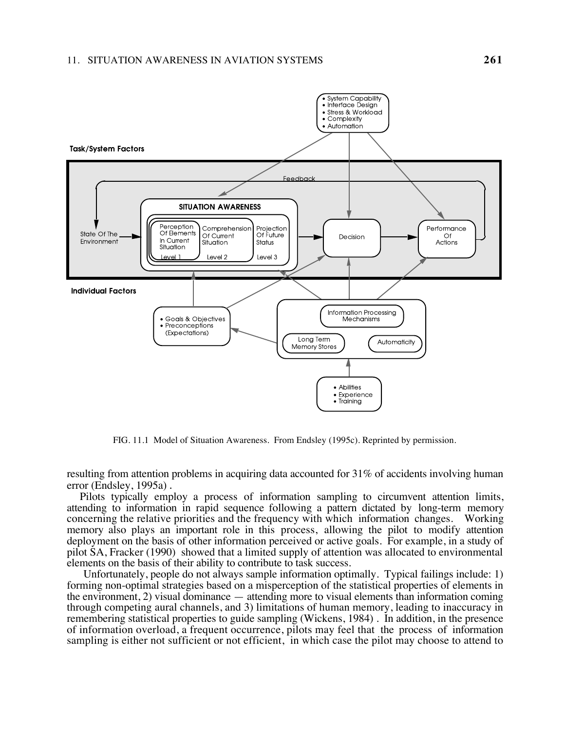FIG. 11.1 Model of Situation Awareness. From Endsley (1995c). Reprinted by permission.

resulting from attention problems in acquiring data accounted for 31% of accidents involving human error (Endsley, 1995a) .

Pilots typically employ a process of information sampling to circumvent attention limits, attending to information in rapid sequence following a pattern dictated by long-term memory concerning the relative priorities and the frequency with which information changes. Working memory also plays an important role in this process, allowing the pilot to modify attention deployment on the basis of other information perceived or active goals. For example, in a study of pilot SA, Fracker (1990) showed that a limited supply of attention was allocated to environmental elements on the basis of their ability to contribute to task success.

Unfortunately, people do not always sample information optimally. Typical failings include: 1) forming non-optimal strategies based on a misperception of the statistical properties of elements in the environment, 2) visual dominance — attending more to visual elements than information coming through competing aural channels, and 3) limitations of human memory, leading to inaccuracy in remembering statistical properties to guide sampling (Wickens, 1984) . In addition, in the presence of information overload, a frequent occurrence, pilots may feel that the process of information sampling is either not sufficient or not efficient, in which case the pilot may choose to attend to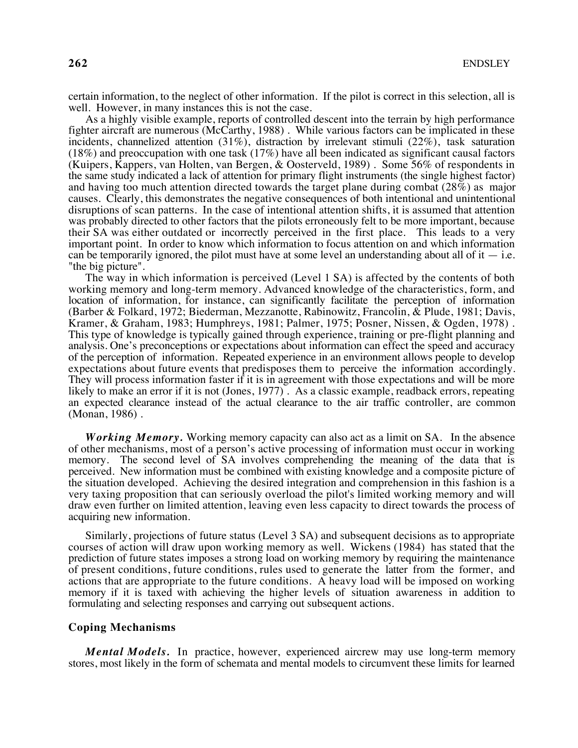certain information, to the neglect of other information. If the pilot is correct in this selection, all is well. However, in many instances this is not the case.

As a highly visible example, reports of controlled descent into the terrain by high performance fighter aircraft are numerous (McCarthy, 1988) . While various factors can be implicated in these incidents, channelized attention (31%), distraction by irrelevant stimuli (22%), task saturation (18%) and preoccupation with one task (17%) have all been indicated as significant causal factors (Kuipers, Kappers, van Holten, van Bergen, & Oosterveld, 1989) . Some 56% of respondents in the same study indicated a lack of attention for primary flight instruments (the single highest factor) and having too much attention directed towards the target plane during combat (28%) as major causes. Clearly, this demonstrates the negative consequences of both intentional and unintentional disruptions of scan patterns. In the case of intentional attention shifts, it is assumed that attention was probably directed to other factors that the pilots erroneously felt to be more important, because their SA was either outdated or incorrectly perceived in the first place. This leads to a very important point. In order to know which information to focus attention on and which information can be temporarily ignored, the pilot must have at some level an understanding about all of it — i.e. "the big picture".

The way in which information is perceived (Level 1 SA) is affected by the contents of both working memory and long-term memory. Advanced knowledge of the characteristics, form, and location of information, for instance, can significantly facilitate the perception of information (Barber & Folkard, 1972; Biederman, Mezzanotte, Rabinowitz, Francolin, & Plude, 1981; Davis, Kramer, & Graham, 1983; Humphreys, 1981; Palmer, 1975; Posner, Nissen, & Ogden, 1978) . This type of knowledge is typically gained through experience, training or pre-flight planning and analysis. One's preconceptions or expectations about information can effect the speed and accuracy of the perception of information. Repeated experience in an environment allows people to develop expectations about future events that predisposes them to perceive the information accordingly. They will process information faster if it is in agreement with those expectations and will be more likely to make an error if it is not (Jones, 1977) . As a classic example, readback errors, repeating an expected clearance instead of the actual clearance to the air traffic controller, are common (Monan, 1986) .

***Working Memory.*** Working memory capacity can also act as a limit on SA. In the absence of other mechanisms, most of a person's active processing of information must occur in working memory. The second level of SA involves comprehending the meaning of the data that is perceived. New information must be combined with existing knowledge and a composite picture of the situation developed. Achieving the desired integration and comprehension in this fashion is a very taxing proposition that can seriously overload the pilot's limited working memory and will draw even further on limited attention, leaving even less capacity to direct towards the process of acquiring new information.

Similarly, projections of future status (Level 3 SA) and subsequent decisions as to appropriate courses of action will draw upon working memory as well. Wickens (1984) has stated that the prediction of future states imposes a strong load on working memory by requiring the maintenance of present conditions, future conditions, rules used to generate the latter from the former, and actions that are appropriate to the future conditions. A heavy load will be imposed on working memory if it is taxed with achieving the higher levels of situation awareness in addition to formulating and selecting responses and carrying out subsequent actions.

### Coping Mechanisms

***Mental Models.*** In practice, however, experienced aircrew may use long-term memory stores, most likely in the form of schemata and mental models to circumvent these limits for learned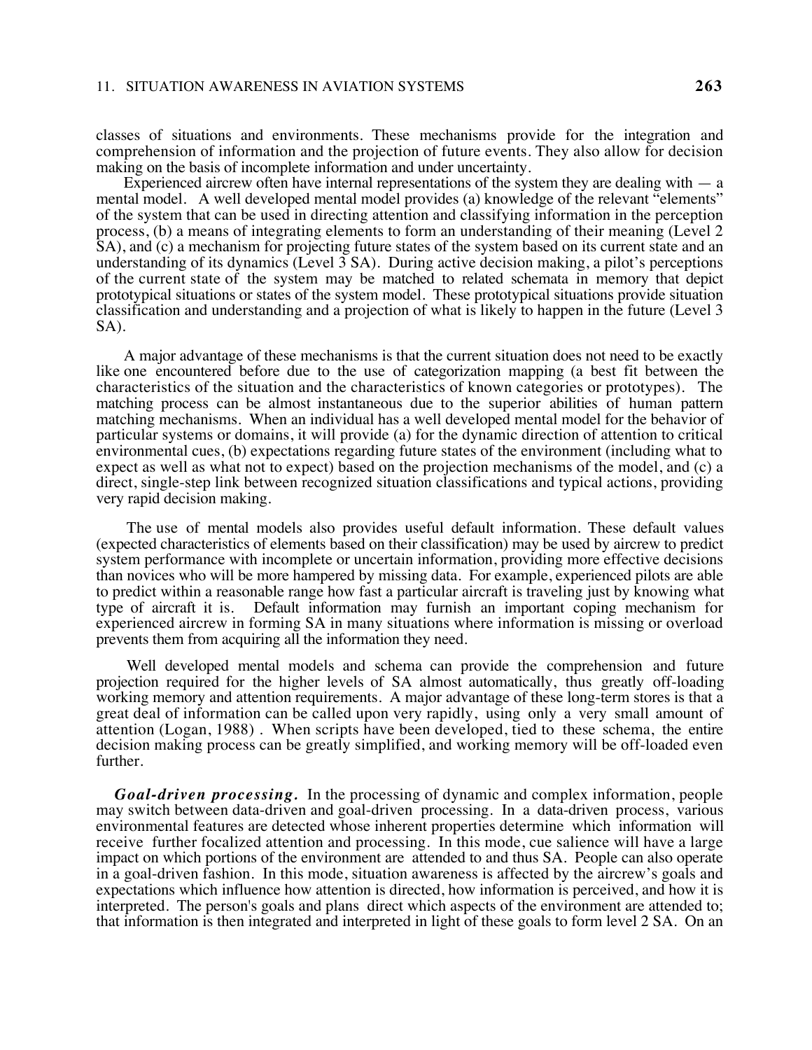classes of situations and environments. These mechanisms provide for the integration and comprehension of information and the projection of future events. They also allow for decision making on the basis of incomplete information and under uncertainty.

Experienced aircrew often have internal representations of the system they are dealing with — a mental model. A well developed mental model provides (a) knowledge of the relevant "elements" of the system that can be used in directing attention and classifying information in the perception process, (b) a means of integrating elements to form an understanding of their meaning (Level 2 SA), and (c) a mechanism for projecting future states of the system based on its current state and an understanding of its dynamics (Level 3 SA). During active decision making, a pilot's perceptions of the current state of the system may be matched to related schemata in memory that depict prototypical situations or states of the system model. These prototypical situations provide situation classification and understanding and a projection of what is likely to happen in the future (Level 3 SA).

A major advantage of these mechanisms is that the current situation does not need to be exactly like one encountered before due to the use of categorization mapping (a best fit between the characteristics of the situation and the characteristics of known categories or prototypes). The matching process can be almost instantaneous due to the superior abilities of human pattern matching mechanisms. When an individual has a well developed mental model for the behavior of particular systems or domains, it will provide (a) for the dynamic direction of attention to critical environmental cues, (b) expectations regarding future states of the environment (including what to expect as well as what not to expect) based on the projection mechanisms of the model, and (c) a direct, single-step link between recognized situation classifications and typical actions, providing very rapid decision making.

The use of mental models also provides useful default information. These default values (expected characteristics of elements based on their classification) may be used by aircrew to predict system performance with incomplete or uncertain information, providing more effective decisions than novices who will be more hampered by missing data. For example, experienced pilots are able to predict within a reasonable range how fast a particular aircraft is traveling just by knowing what type of aircraft it is. Default information may furnish an important coping mechanism for experienced aircrew in forming SA in many situations where information is missing or overload prevents them from acquiring all the information they need.

Well developed mental models and schema can provide the comprehension and future projection required for the higher levels of SA almost automatically, thus greatly off-loading working memory and attention requirements. A major advantage of these long-term stores is that a great deal of information can be called upon very rapidly, using only a very small amount of attention (Logan, 1988) . When scripts have been developed, tied to these schema, the entire decision making process can be greatly simplified, and working memory will be off-loaded even further.

***Goal-driven processing.*** In the processing of dynamic and complex information, people may switch between data-driven and goal-driven processing. In a data-driven process, various environmental features are detected whose inherent properties determine which information will receive further focalized attention and processing. In this mode, cue salience will have a large impact on which portions of the environment are attended to and thus SA. People can also operate in a goal-driven fashion. In this mode, situation awareness is affected by the aircrew's goals and expectations which influence how attention is directed, how information is perceived, and how it is interpreted. The person's goals and plans direct which aspects of the environment are attended to; that information is then integrated and interpreted in light of these goals to form level 2 SA. On an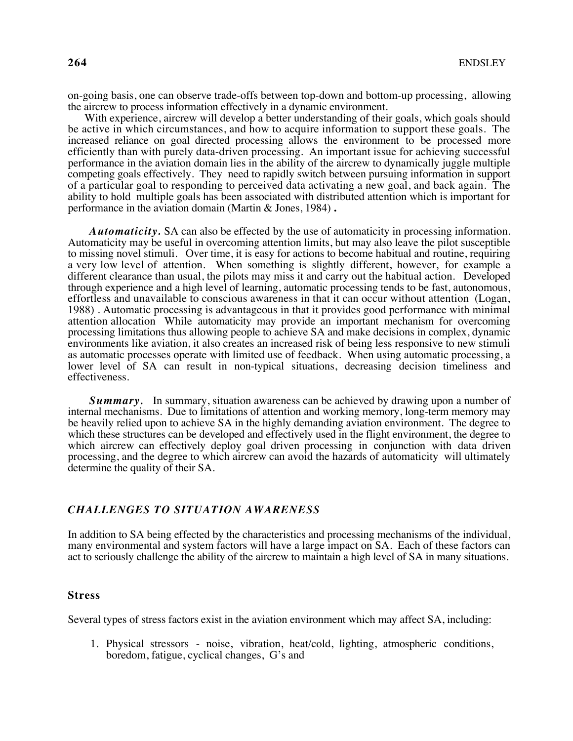on-going basis, one can observe trade-offs between top-down and bottom-up processing, allowing the aircrew to process information effectively in a dynamic environment.

With experience, aircrew will develop a better understanding of their goals, which goals should be active in which circumstances, and how to acquire information to support these goals. The increased reliance on goal directed processing allows the environment to be processed more efficiently than with purely data-driven processing. An important issue for achieving successful performance in the aviation domain lies in the ability of the aircrew to dynamically juggle multiple competing goals effectively. They need to rapidly switch between pursuing information in support of a particular goal to responding to perceived data activating a new goal, and back again. The ability to hold multiple goals has been associated with distributed attention which is important for performance in the aviation domain (Martin & Jones, 1984) **.**

***Automaticity.*** SA can also be effected by the use of automaticity in processing information. Automaticity may be useful in overcoming attention limits, but may also leave the pilot susceptible to missing novel stimuli. Over time, it is easy for actions to become habitual and routine, requiring a very low level of attention. When something is slightly different, however, for example a different clearance than usual, the pilots may miss it and carry out the habitual action. Developed through experience and a high level of learning, automatic processing tends to be fast, autonomous, effortless and unavailable to conscious awareness in that it can occur without attention (Logan, 1988) . Automatic processing is advantageous in that it provides good performance with minimal attention allocation While automaticity may provide an important mechanism for overcoming processing limitations thus allowing people to achieve SA and make decisions in complex, dynamic environments like aviation, it also creates an increased risk of being less responsive to new stimuli as automatic processes operate with limited use of feedback. When using automatic processing, a lower level of SA can result in non-typical situations, decreasing decision timeliness and effectiveness.

***Summary.*** In summary, situation awareness can be achieved by drawing upon a number of internal mechanisms. Due to limitations of attention and working memory, long-term memory may be heavily relied upon to achieve SA in the highly demanding aviation environment. The degree to which these structures can be developed and effectively used in the flight environment, the degree to which aircrew can effectively deploy goal driven processing in conjunction with data driven processing, and the degree to which aircrew can avoid the hazards of automaticity will ultimately determine the quality of their SA.

## *CHALLENGES TO SITUATION AWARENESS*

In addition to SA being effected by the characteristics and processing mechanisms of the individual, many environmental and system factors will have a large impact on SA. Each of these factors can act to seriously challenge the ability of the aircrew to maintain a high level of SA in many situations.

### Stress

Several types of stress factors exist in the aviation environment which may affect SA, including:

1. Physical stressors - noise, vibration, heat/cold, lighting, atmospheric conditions, boredom, fatigue, cyclical changes, G's and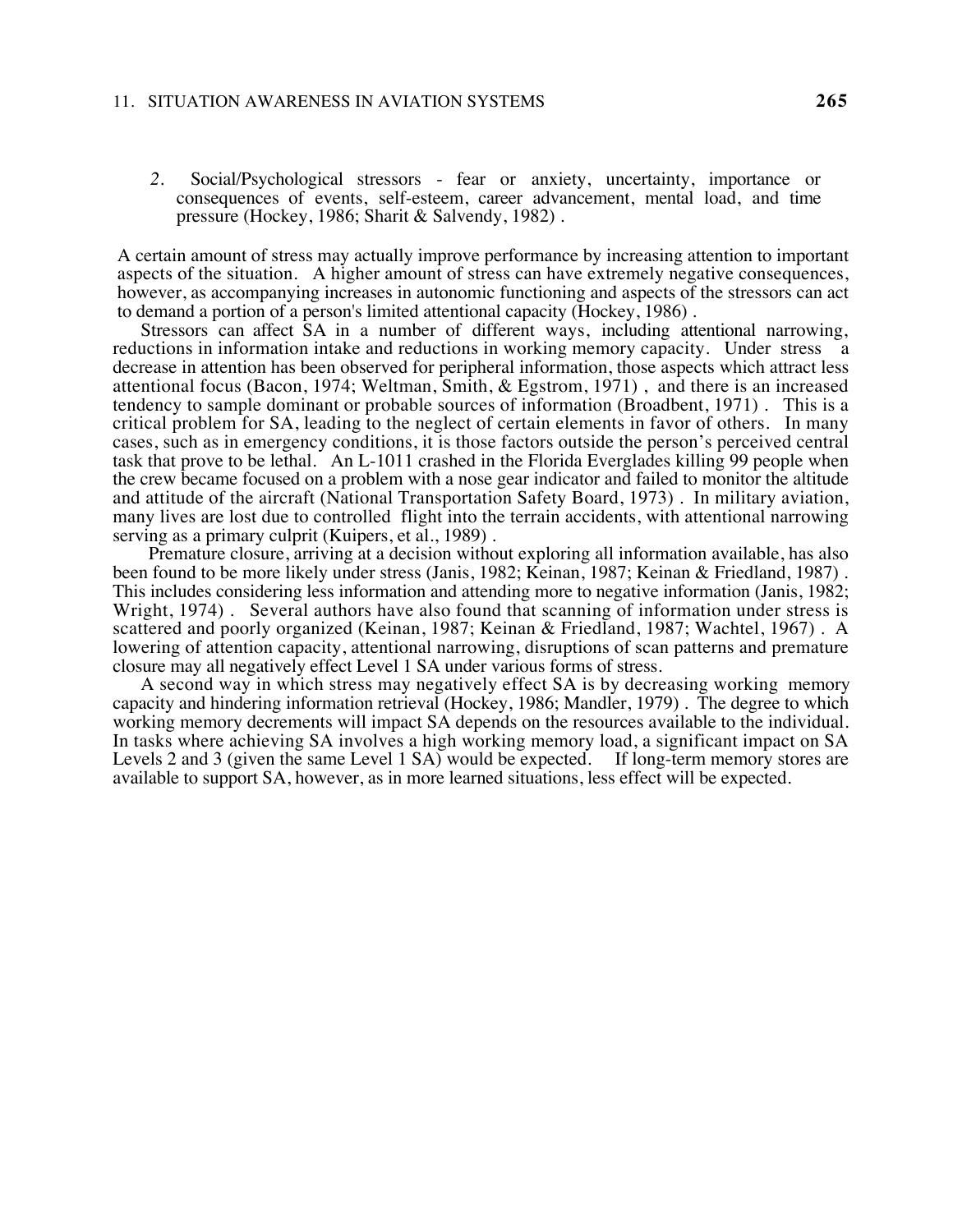2. Social/Psychological stressors - fear or anxiety, uncertainty, importance or consequences of events, self-esteem, career advancement, mental load, and time pressure (Hockey, 1986; Sharit & Salvendy, 1982) .

A certain amount of stress may actually improve performance by increasing attention to important aspects of the situation. A higher amount of stress can have extremely negative consequences, however, as accompanying increases in autonomic functioning and aspects of the stressors can act to demand a portion of a person's limited attentional capacity (Hockey, 1986) .

Stressors can affect SA in a number of different ways, including attentional narrowing, reductions in information intake and reductions in working memory capacity. Under stress a decrease in attention has been observed for peripheral information, those aspects which attract less attentional focus (Bacon, 1974; Weltman, Smith, & Egstrom, 1971) , and there is an increased tendency to sample dominant or probable sources of information (Broadbent, 1971) . This is a critical problem for SA, leading to the neglect of certain elements in favor of others. In many cases, such as in emergency conditions, it is those factors outside the person's perceived central task that prove to be lethal. An L-1011 crashed in the Florida Everglades killing 99 people when the crew became focused on a problem with a nose gear indicator and failed to monitor the altitude and attitude of the aircraft (National Transportation Safety Board, 1973) . In military aviation, many lives are lost due to controlled flight into the terrain accidents, with attentional narrowing serving as a primary culprit (Kuipers, et al., 1989) .

Premature closure, arriving at a decision without exploring all information available, has also been found to be more likely under stress (Janis, 1982; Keinan, 1987; Keinan & Friedland, 1987) . This includes considering less information and attending more to negative information (Janis, 1982; Wright, 1974) . Several authors have also found that scanning of information under stress is scattered and poorly organized (Keinan, 1987; Keinan & Friedland, 1987; Wachtel, 1967) . A lowering of attention capacity, attentional narrowing, disruptions of scan patterns and premature closure may all negatively effect Level 1 SA under various forms of stress.

A second way in which stress may negatively effect SA is by decreasing working memory capacity and hindering information retrieval (Hockey, 1986; Mandler, 1979) . The degree to which working memory decrements will impact SA depends on the resources available to the individual. In tasks where achieving SA involves a high working memory load, a significant impact on SA Levels 2 and 3 (given the same Level 1 SA) would be expected. If long-term memory stores are available to support SA, however, as in more learned situations, less effect will be expected.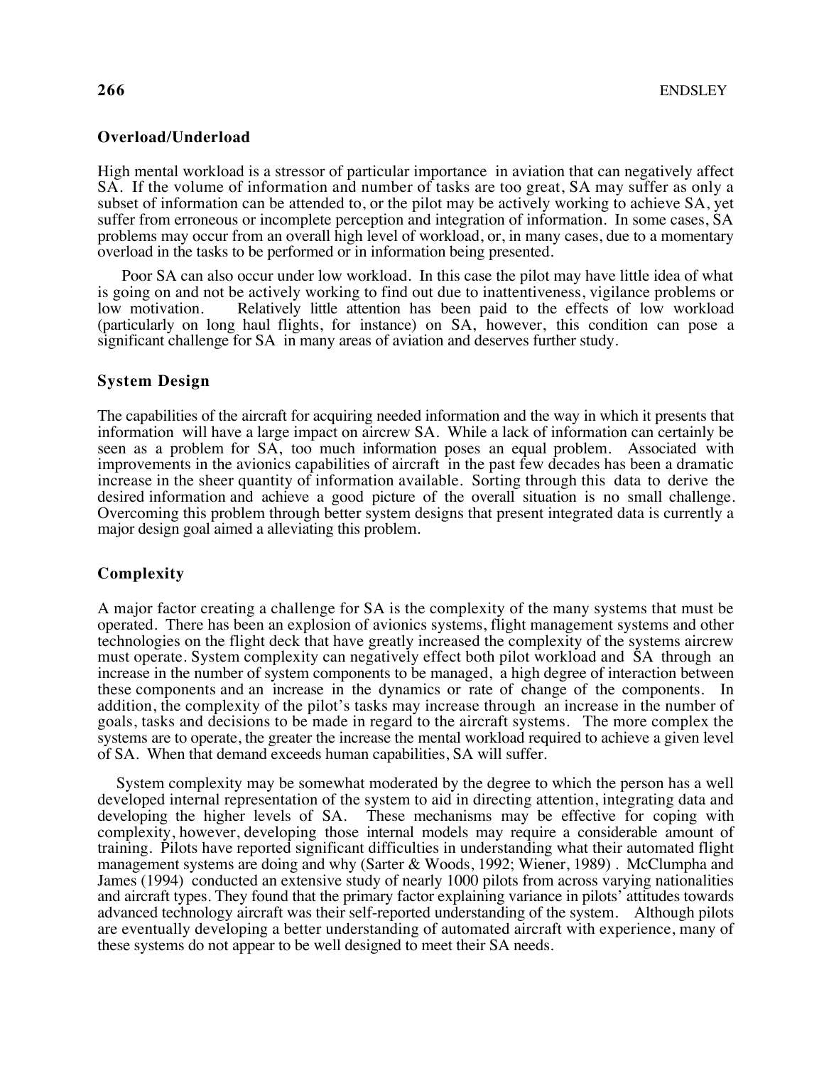### Overload/Underload

High mental workload is a stressor of particular importance in aviation that can negatively affect SA. If the volume of information and number of tasks are too great, SA may suffer as only a subset of information can be attended to, or the pilot may be actively working to achieve SA, yet suffer from erroneous or incomplete perception and integration of information. In some cases, SA problems may occur from an overall high level of workload, or, in many cases, due to a momentary overload in the tasks to be performed or in information being presented.

Poor SA can also occur under low workload. In this case the pilot may have little idea of what is going on and not be actively working to find out due to inattentiveness, vigilance problems or low motivation. Relatively little attention has been paid to the effects of low workload (particularly on long haul flights, for instance) on SA, however, this condition can pose a significant challenge for SA in many areas of aviation and deserves further study.

### System Design

The capabilities of the aircraft for acquiring needed information and the way in which it presents that information will have a large impact on aircrew SA. While a lack of information can certainly be seen as a problem for SA, too much information poses an equal problem. Associated with improvements in the avionics capabilities of aircraft in the past few decades has been a dramatic increase in the sheer quantity of information available. Sorting through this data to derive the desired information and achieve a good picture of the overall situation is no small challenge. Overcoming this problem through better system designs that present integrated data is currently a major design goal aimed a alleviating this problem.

### Complexity

A major factor creating a challenge for SA is the complexity of the many systems that must be operated. There has been an explosion of avionics systems, flight management systems and other technologies on the flight deck that have greatly increased the complexity of the systems aircrew must operate. System complexity can negatively effect both pilot workload and SA through an increase in the number of system components to be managed, a high degree of interaction between these components and an increase in the dynamics or rate of change of the components. In addition, the complexity of the pilot's tasks may increase through an increase in the number of goals, tasks and decisions to be made in regard to the aircraft systems. The more complex the systems are to operate, the greater the increase the mental workload required to achieve a given level of SA. When that demand exceeds human capabilities, SA will suffer.

System complexity may be somewhat moderated by the degree to which the person has a well developed internal representation of the system to aid in directing attention, integrating data and developing the higher levels of SA. These mechanisms may be effective for coping with complexity, however, developing those internal models may require a considerable amount of training. Pilots have reported significant difficulties in understanding what their automated flight management systems are doing and why (Sarter & Woods, 1992; Wiener, 1989) . McClumpha and James (1994) conducted an extensive study of nearly 1000 pilots from across varying nationalities and aircraft types. They found that the primary factor explaining variance in pilots' attitudes towards advanced technology aircraft was their self-reported understanding of the system. Although pilots are eventually developing a better understanding of automated aircraft with experience, many of these systems do not appear to be well designed to meet their SA needs.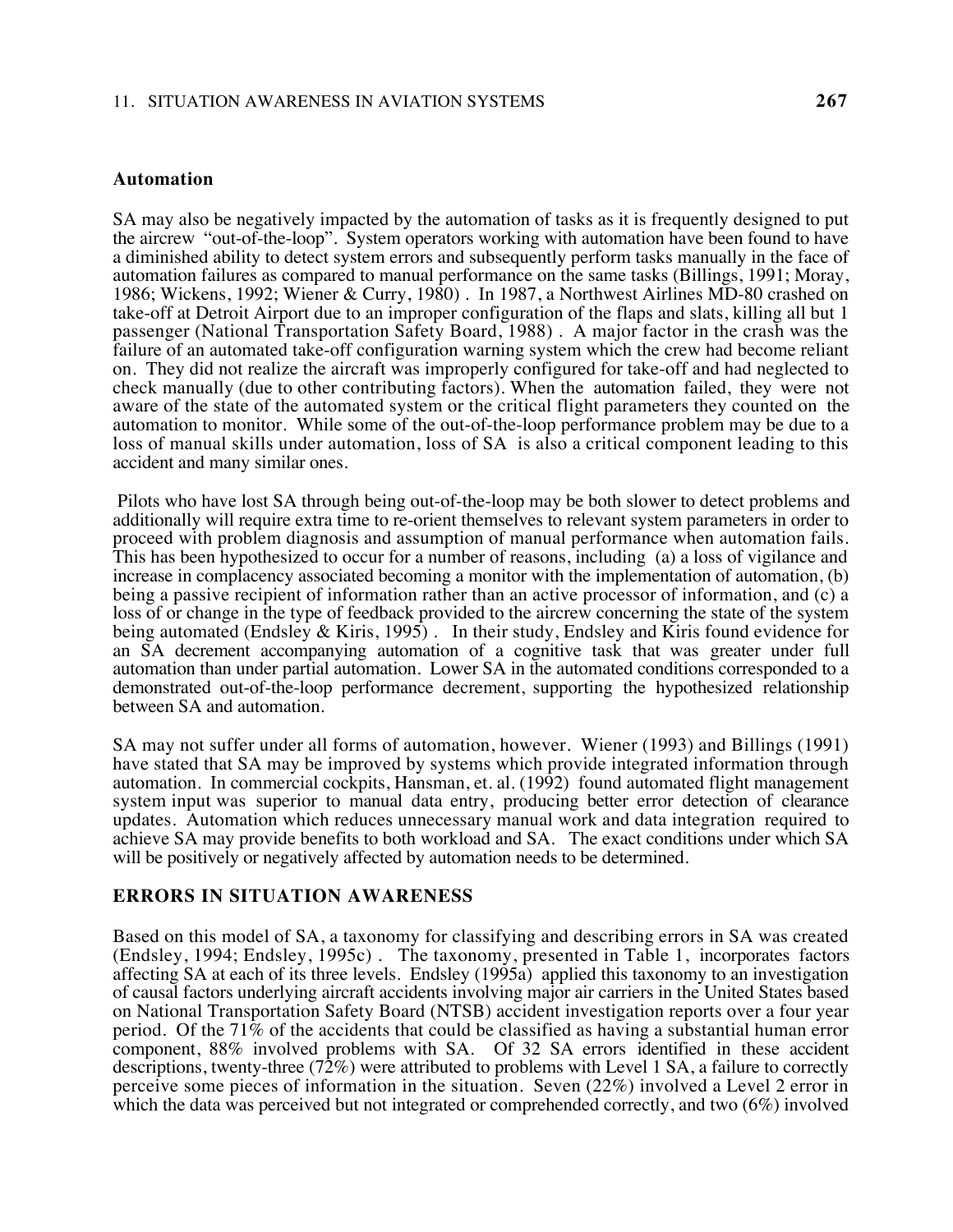### Automation

SA may also be negatively impacted by the automation of tasks as it is frequently designed to put the aircrew "out-of-the-loop". System operators working with automation have been found to have a diminished ability to detect system errors and subsequently perform tasks manually in the face of automation failures as compared to manual performance on the same tasks (Billings, 1991; Moray, 1986; Wickens, 1992; Wiener & Curry, 1980) . In 1987, a Northwest Airlines MD-80 crashed on take-off at Detroit Airport due to an improper configuration of the flaps and slats, killing all but 1 passenger (National Transportation Safety Board, 1988) . A major factor in the crash was the failure of an automated take-off configuration warning system which the crew had become reliant on. They did not realize the aircraft was improperly configured for take-off and had neglected to check manually (due to other contributing factors). When the automation failed, they were not aware of the state of the automated system or the critical flight parameters they counted on the automation to monitor. While some of the out-of-the-loop performance problem may be due to a loss of manual skills under automation, loss of SA is also a critical component leading to this accident and many similar ones.

Pilots who have lost SA through being out-of-the-loop may be both slower to detect problems and additionally will require extra time to re-orient themselves to relevant system parameters in order to proceed with problem diagnosis and assumption of manual performance when automation fails. This has been hypothesized to occur for a number of reasons, including (a) a loss of vigilance and increase in complacency associated becoming a monitor with the implementation of automation, (b) being a passive recipient of information rather than an active processor of information, and (c) a loss of or change in the type of feedback provided to the aircrew concerning the state of the system being automated (Endsley & Kiris, 1995) . In their study, Endsley and Kiris found evidence for an SA decrement accompanying automation of a cognitive task that was greater under full automation than under partial automation. Lower SA in the automated conditions corresponded to a demonstrated out-of-the-loop performance decrement, supporting the hypothesized relationship between SA and automation.

SA may not suffer under all forms of automation, however. Wiener (1993) and Billings (1991) have stated that SA may be improved by systems which provide integrated information through automation. In commercial cockpits, Hansman, et. al. (1992) found automated flight management system input was superior to manual data entry, producing better error detection of clearance updates. Automation which reduces unnecessary manual work and data integration required to achieve SA may provide benefits to both workload and SA. The exact conditions under which SA will be positively or negatively affected by automation needs to be determined.

## ERRORS IN SITUATION AWARENESS

Based on this model of SA, a taxonomy for classifying and describing errors in SA was created (Endsley, 1994; Endsley, 1995c) . The taxonomy, presented in Table 1, incorporates factors affecting SA at each of its three levels. Endsley (1995a) applied this taxonomy to an investigation of causal factors underlying aircraft accidents involving major air carriers in the United States based on National Transportation Safety Board (NTSB) accident investigation reports over a four year period. Of the 71% of the accidents that could be classified as having a substantial human error component, 88% involved problems with SA. Of 32 SA errors identified in these accident descriptions, twenty-three (72%) were attributed to problems with Level 1 SA, a failure to correctly perceive some pieces of information in the situation. Seven (22%) involved a Level 2 error in which the data was perceived but not integrated or comprehended correctly, and two (6%) involved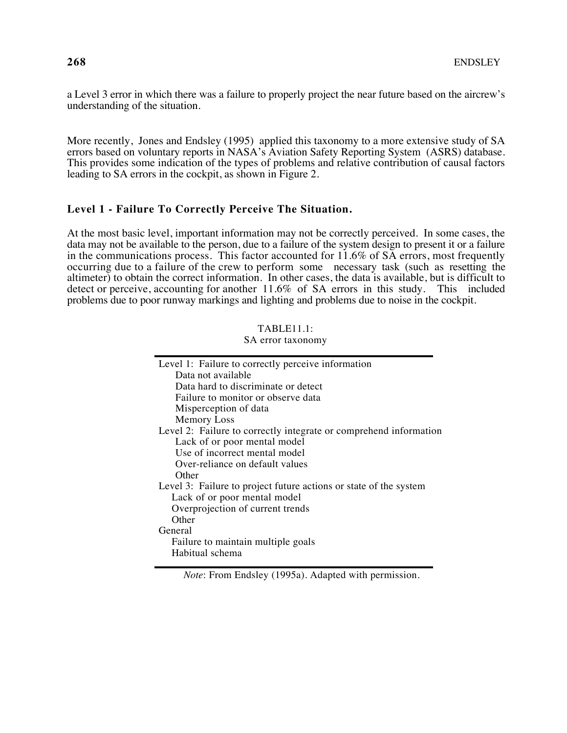a Level 3 error in which there was a failure to properly project the near future based on the aircrew's understanding of the situation.

More recently, Jones and Endsley (1995) applied this taxonomy to a more extensive study of SA errors based on voluntary reports in NASA's Aviation Safety Reporting System (ASRS) database. This provides some indication of the types of problems and relative contribution of causal factors leading to SA errors in the cockpit, as shown in Figure 2.

### Level 1 - Failure To Correctly Perceive The Situation.

At the most basic level, important information may not be correctly perceived. In some cases, the data may not be available to the person, due to a failure of the system design to present it or a failure in the communications process. This factor accounted for 11.6% of SA errors, most frequently occurring due to a failure of the crew to perform some necessary task (such as resetting the altimeter) to obtain the correct information. In other cases, the data is available, but is difficult to detect or perceive, accounting for another 11.6% of SA errors in this study. This included problems due to poor runway markings and lighting and problems due to noise in the cockpit.

TABLE11.1:
SA error taxonomy

| |
|---|
| Level 1: Failure to correctly perceive information |
| Data not available |
| Data hard to discriminate or detect |
| Failure to monitor or observe data |
| Misperception of data |
| Memory Loss |
| Level 2: Failure to correctly integrate or comprehend information |
| Lack of or poor mental model |
| Use of incorrect mental model |
| Over-reliance on default values |
| Other |
| Level 3: Failure to project future actions or state of the system |
| Lack of or poor mental model |
| Overprojection of current trends |
| Other |
| General |
| Failure to maintain multiple goals |
| Habitual schema |

*Note*: From Endsley (1995a). Adapted with permission.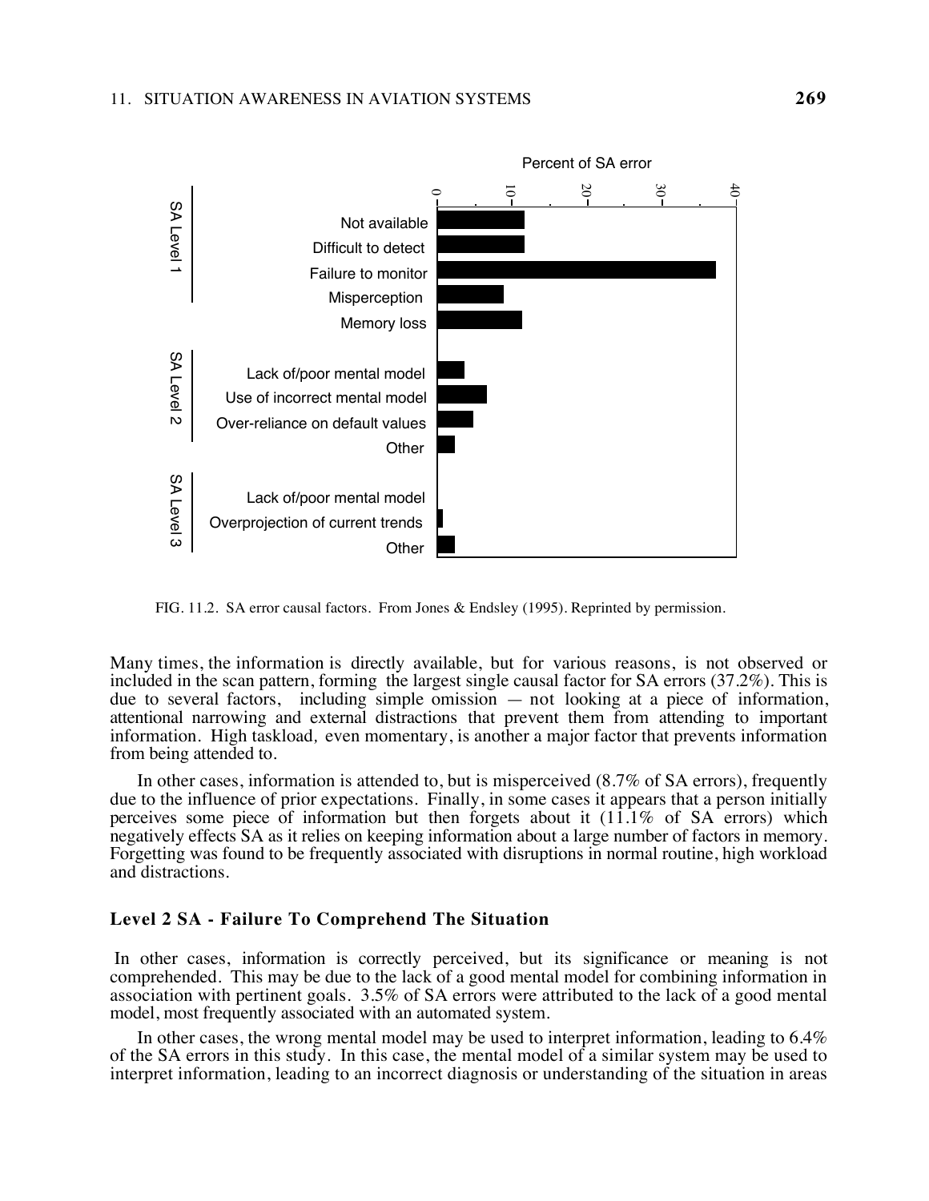FIG. 11.2. SA error causal factors. From Jones & Endsley (1995). Reprinted by permission.

Many times, the information is directly available, but for various reasons, is not observed or included in the scan pattern, forming the largest single causal factor for SA errors (37.2%). This is due to several factors, including simple omission — not looking at a piece of information, attentional narrowing and external distractions that prevent them from attending to important information. High taskload, even momentary, is another a major factor that prevents information from being attended to.

In other cases, information is attended to, but is misperceived (8.7% of SA errors), frequently due to the influence of prior expectations. Finally, in some cases it appears that a person initially perceives some piece of information but then forgets about it (11.1% of SA errors) which negatively effects SA as it relies on keeping information about a large number of factors in memory. Forgetting was found to be frequently associated with disruptions in normal routine, high workload and distractions.

### Level 2 SA - Failure To Comprehend The Situation

In other cases, information is correctly perceived, but its significance or meaning is not comprehended. This may be due to the lack of a good mental model for combining information in association with pertinent goals. 3.5% of SA errors were attributed to the lack of a good mental model, most frequently associated with an automated system.

In other cases, the wrong mental model may be used to interpret information, leading to 6.4% of the SA errors in this study. In this case, the mental model of a similar system may be used to interpret information, leading to an incorrect diagnosis or understanding of the situation in areas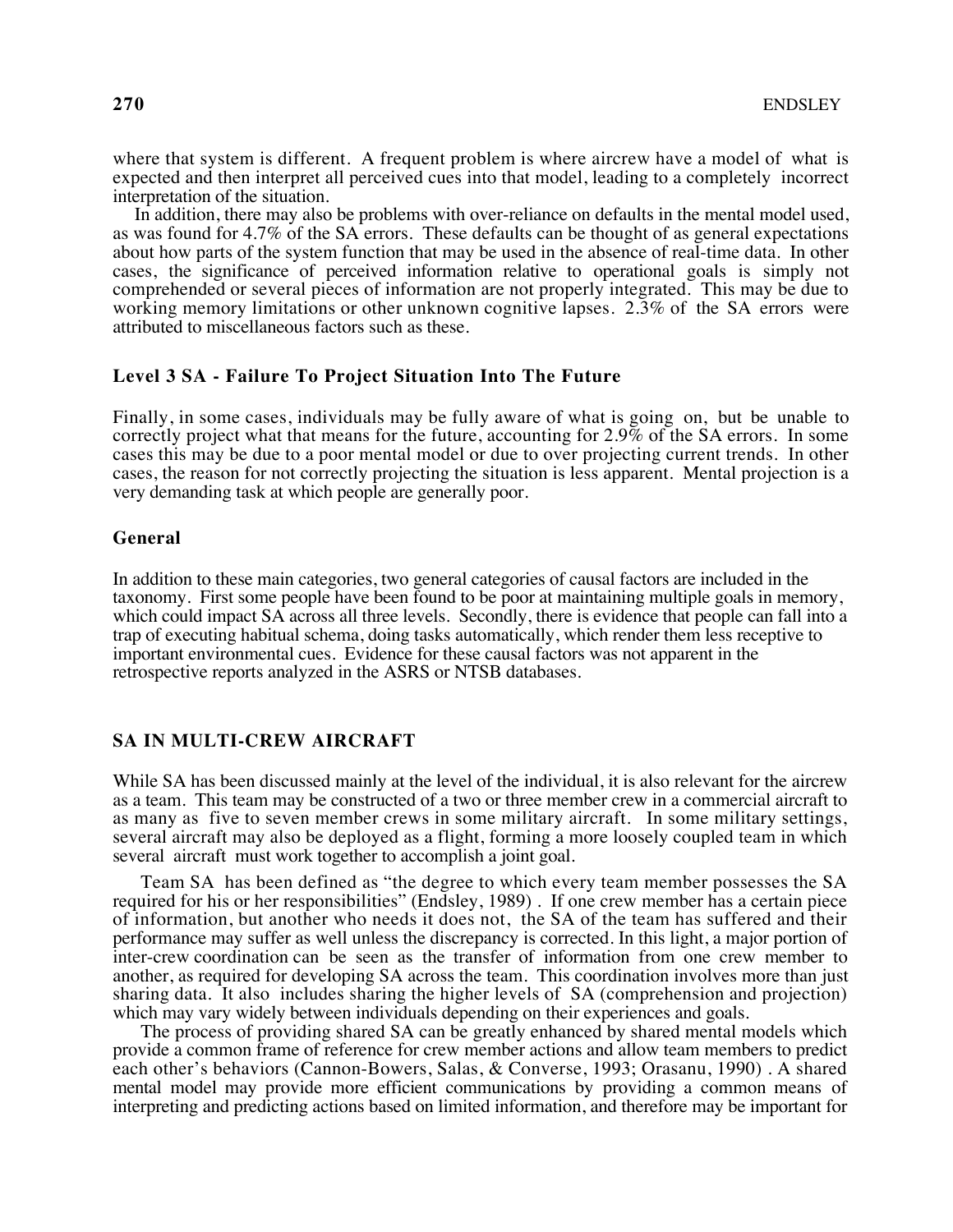where that system is different. A frequent problem is where aircrew have a model of what is expected and then interpret all perceived cues into that model, leading to a completely incorrect interpretation of the situation.

In addition, there may also be problems with over-reliance on defaults in the mental model used, as was found for 4.7% of the SA errors. These defaults can be thought of as general expectations about how parts of the system function that may be used in the absence of real-time data. In other cases, the significance of perceived information relative to operational goals is simply not comprehended or several pieces of information are not properly integrated. This may be due to working memory limitations or other unknown cognitive lapses. 2.3% of the SA errors were attributed to miscellaneous factors such as these.

### Level 3 SA - Failure To Project Situation Into The Future

Finally, in some cases, individuals may be fully aware of what is going on, but be unable to correctly project what that means for the future, accounting for 2.9% of the SA errors. In some cases this may be due to a poor mental model or due to over projecting current trends. In other cases, the reason for not correctly projecting the situation is less apparent. Mental projection is a very demanding task at which people are generally poor.

### General

In addition to these main categories, two general categories of causal factors are included in the taxonomy. First some people have been found to be poor at maintaining multiple goals in memory, which could impact SA across all three levels. Secondly, there is evidence that people can fall into a trap of executing habitual schema, doing tasks automatically, which render them less receptive to important environmental cues. Evidence for these causal factors was not apparent in the retrospective reports analyzed in the ASRS or NTSB databases.

## SA IN MULTI-CREW AIRCRAFT

While SA has been discussed mainly at the level of the individual, it is also relevant for the aircrew as a team. This team may be constructed of a two or three member crew in a commercial aircraft to as many as five to seven member crews in some military aircraft. In some military settings, several aircraft may also be deployed as a flight, forming a more loosely coupled team in which several aircraft must work together to accomplish a joint goal.

Team SA has been defined as "the degree to which every team member possesses the SA required for his or her responsibilities" (Endsley, 1989) . If one crew member has a certain piece of information, but another who needs it does not, the SA of the team has suffered and their performance may suffer as well unless the discrepancy is corrected. In this light, a major portion of inter-crew coordination can be seen as the transfer of information from one crew member to another, as required for developing SA across the team. This coordination involves more than just sharing data. It also includes sharing the higher levels of SA (comprehension and projection) which may vary widely between individuals depending on their experiences and goals.

The process of providing shared SA can be greatly enhanced by shared mental models which provide a common frame of reference for crew member actions and allow team members to predict each other's behaviors (Cannon-Bowers, Salas, & Converse, 1993; Orasanu, 1990) . A shared mental model may provide more efficient communications by providing a common means of interpreting and predicting actions based on limited information, and therefore may be important for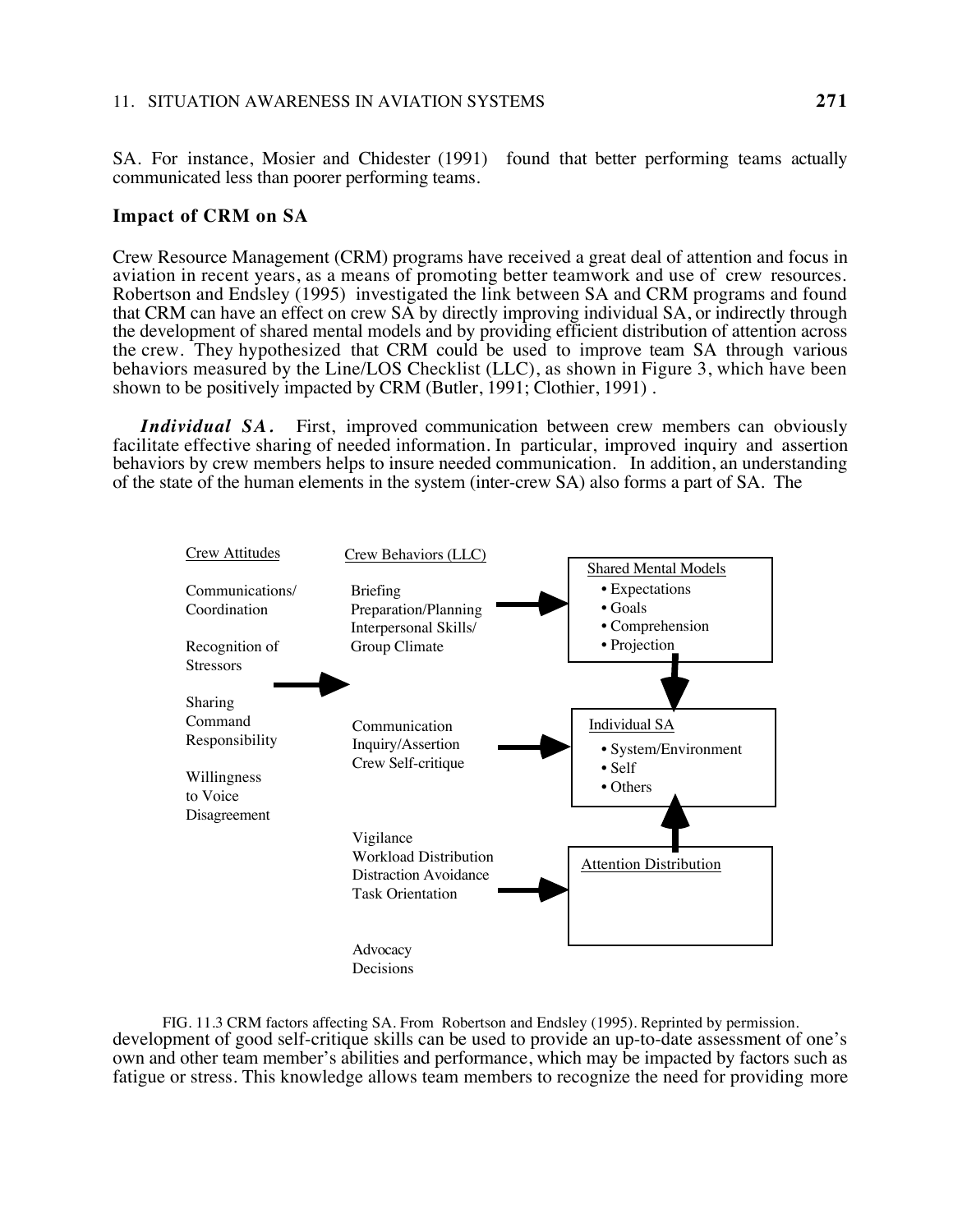SA. For instance, Mosier and Chidester (1991) found that better performing teams actually communicated less than poorer performing teams.

### Impact of CRM on SA

Crew Resource Management (CRM) programs have received a great deal of attention and focus in aviation in recent years, as a means of promoting better teamwork and use of crew resources. Robertson and Endsley (1995) investigated the link between SA and CRM programs and found that CRM can have an effect on crew SA by directly improving individual SA, or indirectly through the development of shared mental models and by providing efficient distribution of attention across the crew. They hypothesized that CRM could be used to improve team SA through various behaviors measured by the Line/LOS Checklist (LLC), as shown in Figure 3, which have been shown to be positively impacted by CRM (Butler, 1991; Clothier, 1991) .

***Individual SA.*** First, improved communication between crew members can obviously facilitate effective sharing of needed information. In particular, improved inquiry and assertion behaviors by crew members helps to insure needed communication. In addition, an understanding of the state of the human elements in the system (inter-crew SA) also forms a part of SA. The

Crew Attitudes

- Communications/ Coordination
- Recognition of Stressors
- Sharing Command Responsibility
- Willingness to Voice Disagreement

Crew Behaviors (LLC)

- Briefing / Preparation/Planning / Interpersonal Skills/ Group Climate → Shared Mental Models (• Expectations • Goals • Comprehension • Projection)
- Communication / Inquiry/Assertion / Crew Self-critique → Individual SA (• System/Environment • Self • Others)
- Vigilance / Workload Distribution / Distraction Avoidance / Task Orientation → Attention Distribution
- Advocacy / Decisions

Shared Mental Models → Individual SA ← Attention Distribution

FIG. 11.3 CRM factors affecting SA. From Robertson and Endsley (1995). Reprinted by permission.

development of good self-critique skills can be used to provide an up-to-date assessment of one's own and other team member's abilities and performance, which may be impacted by factors such as fatigue or stress. This knowledge allows team members to recognize the need for providing more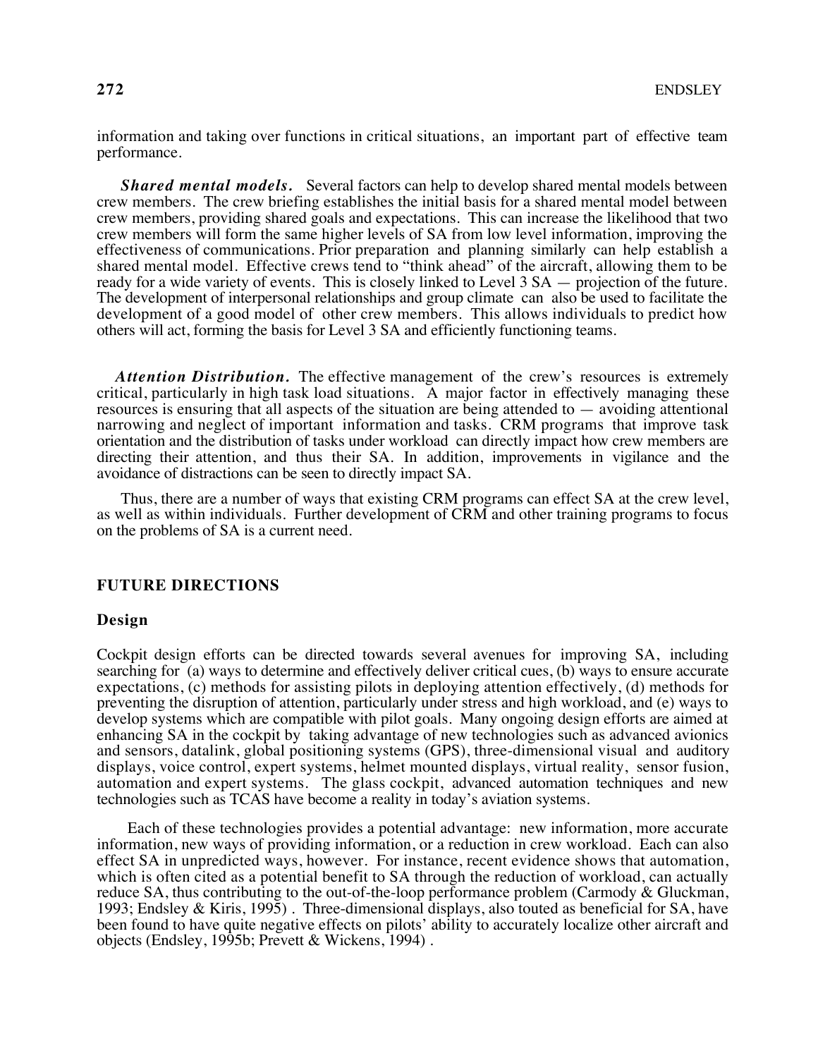information and taking over functions in critical situations, an important part of effective team performance.

***Shared mental models.*** Several factors can help to develop shared mental models between crew members. The crew briefing establishes the initial basis for a shared mental model between crew members, providing shared goals and expectations. This can increase the likelihood that two crew members will form the same higher levels of SA from low level information, improving the effectiveness of communications. Prior preparation and planning similarly can help establish a shared mental model. Effective crews tend to "think ahead" of the aircraft, allowing them to be ready for a wide variety of events. This is closely linked to Level 3 SA — projection of the future. The development of interpersonal relationships and group climate can also be used to facilitate the development of a good model of other crew members. This allows individuals to predict how others will act, forming the basis for Level 3 SA and efficiently functioning teams.

***Attention Distribution.*** The effective management of the crew's resources is extremely critical, particularly in high task load situations. A major factor in effectively managing these resources is ensuring that all aspects of the situation are being attended to — avoiding attentional narrowing and neglect of important information and tasks. CRM programs that improve task orientation and the distribution of tasks under workload can directly impact how crew members are directing their attention, and thus their SA. In addition, improvements in vigilance and the avoidance of distractions can be seen to directly impact SA.

Thus, there are a number of ways that existing CRM programs can effect SA at the crew level, as well as within individuals. Further development of CRM and other training programs to focus on the problems of SA is a current need.

## FUTURE DIRECTIONS

### Design

Cockpit design efforts can be directed towards several avenues for improving SA, including searching for (a) ways to determine and effectively deliver critical cues, (b) ways to ensure accurate expectations, (c) methods for assisting pilots in deploying attention effectively, (d) methods for preventing the disruption of attention, particularly under stress and high workload, and (e) ways to develop systems which are compatible with pilot goals. Many ongoing design efforts are aimed at enhancing SA in the cockpit by taking advantage of new technologies such as advanced avionics and sensors, datalink, global positioning systems (GPS), three-dimensional visual and auditory displays, voice control, expert systems, helmet mounted displays, virtual reality, sensor fusion, automation and expert systems. The glass cockpit, advanced automation techniques and new technologies such as TCAS have become a reality in today's aviation systems.

Each of these technologies provides a potential advantage: new information, more accurate information, new ways of providing information, or a reduction in crew workload. Each can also effect SA in unpredicted ways, however. For instance, recent evidence shows that automation, which is often cited as a potential benefit to SA through the reduction of workload, can actually reduce SA, thus contributing to the out-of-the-loop performance problem (Carmody & Gluckman, 1993; Endsley & Kiris, 1995) . Three-dimensional displays, also touted as beneficial for SA, have been found to have quite negative effects on pilots' ability to accurately localize other aircraft and objects (Endsley, 1995b; Prevett & Wickens, 1994) .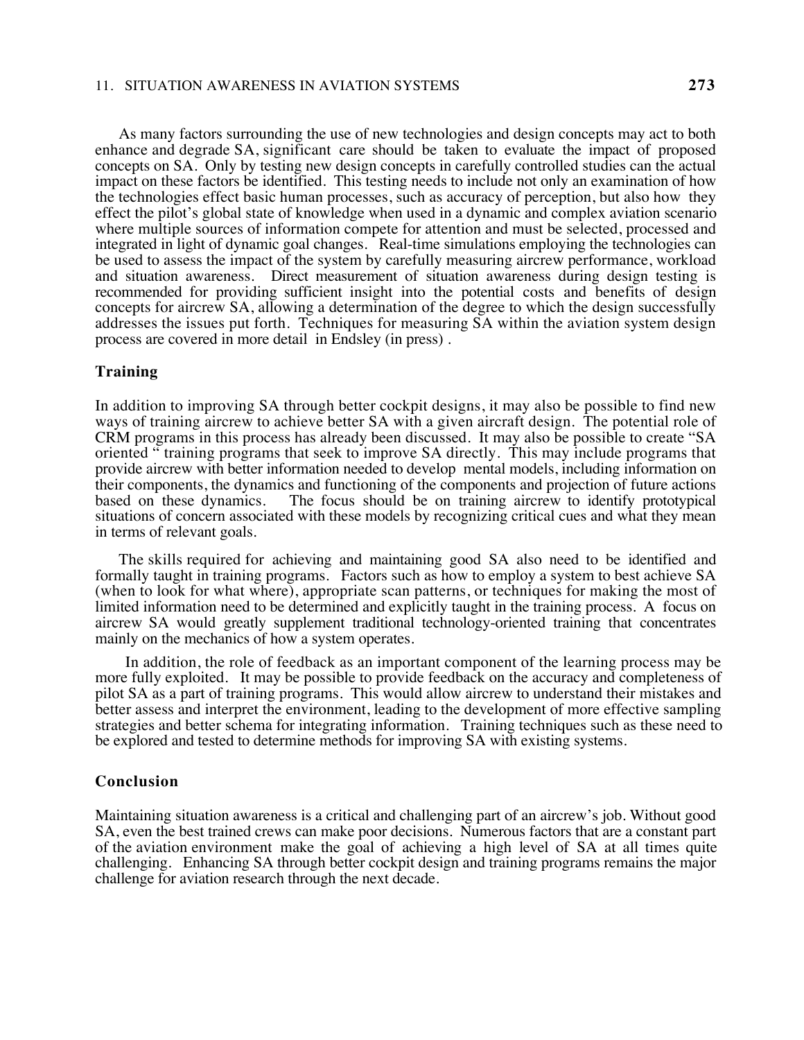As many factors surrounding the use of new technologies and design concepts may act to both enhance and degrade SA, significant care should be taken to evaluate the impact of proposed concepts on SA. Only by testing new design concepts in carefully controlled studies can the actual impact on these factors be identified. This testing needs to include not only an examination of how the technologies effect basic human processes, such as accuracy of perception, but also how they effect the pilot's global state of knowledge when used in a dynamic and complex aviation scenario where multiple sources of information compete for attention and must be selected, processed and integrated in light of dynamic goal changes. Real-time simulations employing the technologies can be used to assess the impact of the system by carefully measuring aircrew performance, workload and situation awareness. Direct measurement of situation awareness during design testing is recommended for providing sufficient insight into the potential costs and benefits of design concepts for aircrew SA, allowing a determination of the degree to which the design successfully addresses the issues put forth. Techniques for measuring SA within the aviation system design process are covered in more detail in Endsley (in press) .

### Training

In addition to improving SA through better cockpit designs, it may also be possible to find new ways of training aircrew to achieve better SA with a given aircraft design. The potential role of CRM programs in this process has already been discussed. It may also be possible to create "SA oriented " training programs that seek to improve SA directly. This may include programs that provide aircrew with better information needed to develop mental models, including information on their components, the dynamics and functioning of the components and projection of future actions based on these dynamics. The focus should be on training aircrew to identify prototypical situations of concern associated with these models by recognizing critical cues and what they mean in terms of relevant goals.

The skills required for achieving and maintaining good SA also need to be identified and formally taught in training programs. Factors such as how to employ a system to best achieve SA (when to look for what where), appropriate scan patterns, or techniques for making the most of limited information need to be determined and explicitly taught in the training process. A focus on aircrew SA would greatly supplement traditional technology-oriented training that concentrates mainly on the mechanics of how a system operates.

In addition, the role of feedback as an important component of the learning process may be more fully exploited. It may be possible to provide feedback on the accuracy and completeness of pilot SA as a part of training programs. This would allow aircrew to understand their mistakes and better assess and interpret the environment, leading to the development of more effective sampling strategies and better schema for integrating information. Training techniques such as these need to be explored and tested to determine methods for improving SA with existing systems.

### Conclusion

Maintaining situation awareness is a critical and challenging part of an aircrew's job. Without good SA, even the best trained crews can make poor decisions. Numerous factors that are a constant part of the aviation environment make the goal of achieving a high level of SA at all times quite challenging. Enhancing SA through better cockpit design and training programs remains the major challenge for aviation research through the next decade.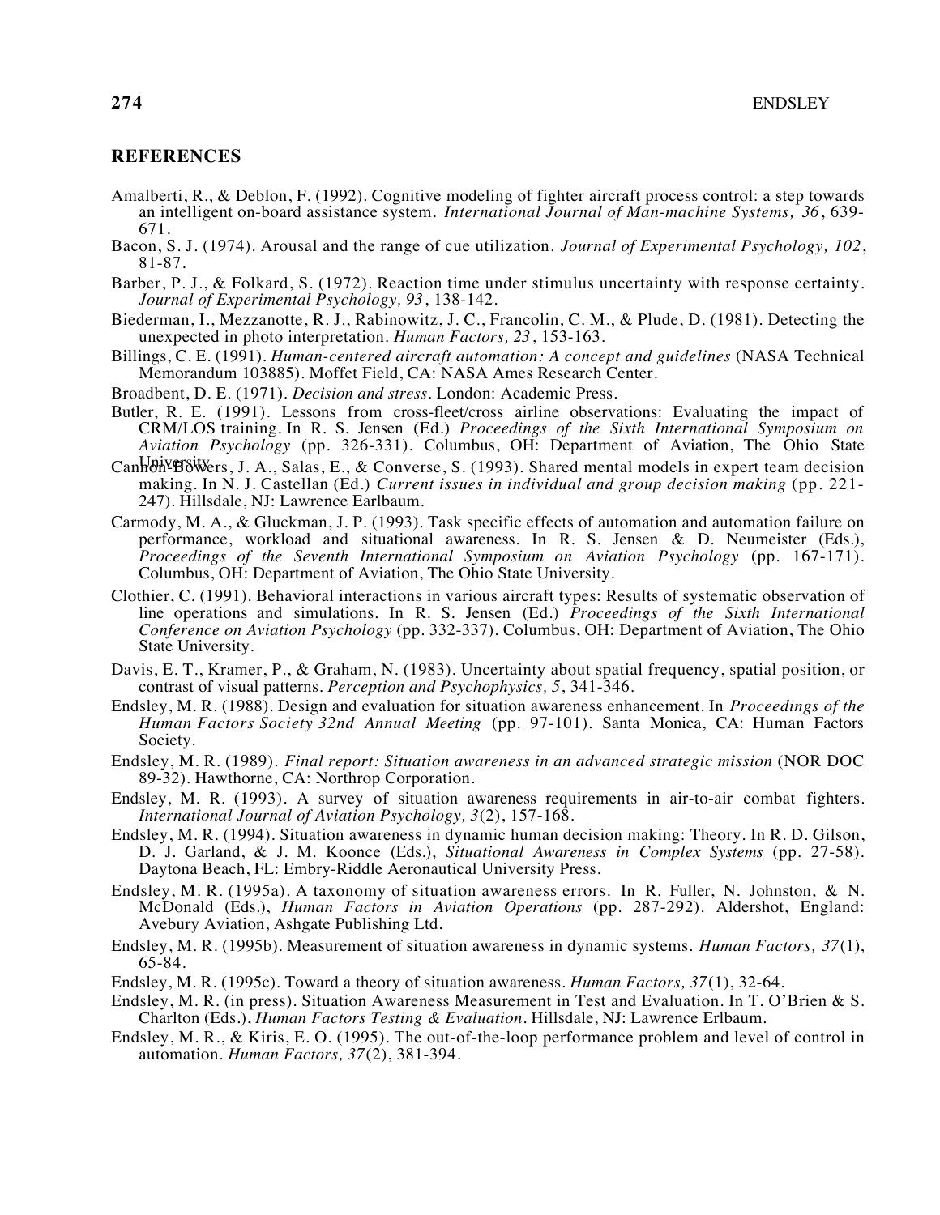## REFERENCES

Amalberti, R., & Deblon, F. (1992). Cognitive modeling of fighter aircraft process control: a step towards an intelligent on-board assistance system. *International Journal of Man-machine Systems, 36*, 639-671.

Bacon, S. J. (1974). Arousal and the range of cue utilization. *Journal of Experimental Psychology, 102*, 81-87.

Barber, P. J., & Folkard, S. (1972). Reaction time under stimulus uncertainty with response certainty. *Journal of Experimental Psychology, 93*, 138-142.

Biederman, I., Mezzanotte, R. J., Rabinowitz, J. C., Francolin, C. M., & Plude, D. (1981). Detecting the unexpected in photo interpretation. *Human Factors, 23*, 153-163.

Billings, C. E. (1991). *Human-centered aircraft automation: A concept and guidelines* (NASA Technical Memorandum 103885). Moffet Field, CA: NASA Ames Research Center.

Broadbent, D. E. (1971). *Decision and stress*. London: Academic Press.

Butler, R. E. (1991). Lessons from cross-fleet/cross airline observations: Evaluating the impact of CRM/LOS training. In R. S. Jensen (Ed.) *Proceedings of the Sixth International Symposium on Aviation Psychology* (pp. 326-331). Columbus, OH: Department of Aviation, The Ohio State University.

Cannon-Bowers, J. A., Salas, E., & Converse, S. (1993). Shared mental models in expert team decision making. In N. J. Castellan (Ed.) *Current issues in individual and group decision making* (pp. 221-247). Hillsdale, NJ: Lawrence Earlbaum.

Carmody, M. A., & Gluckman, J. P. (1993). Task specific effects of automation and automation failure on performance, workload and situational awareness. In R. S. Jensen & D. Neumeister (Eds.), *Proceedings of the Seventh International Symposium on Aviation Psychology* (pp. 167-171). Columbus, OH: Department of Aviation, The Ohio State University.

Clothier, C. (1991). Behavioral interactions in various aircraft types: Results of systematic observation of line operations and simulations. In R. S. Jensen (Ed.) *Proceedings of the Sixth International Conference on Aviation Psychology* (pp. 332-337). Columbus, OH: Department of Aviation, The Ohio State University.

Davis, E. T., Kramer, P., & Graham, N. (1983). Uncertainty about spatial frequency, spatial position, or contrast of visual patterns. *Perception and Psychophysics, 5*, 341-346.

Endsley, M. R. (1988). Design and evaluation for situation awareness enhancement. In *Proceedings of the Human Factors Society 32nd Annual Meeting* (pp. 97-101). Santa Monica, CA: Human Factors Society.

Endsley, M. R. (1989). *Final report: Situation awareness in an advanced strategic mission* (NOR DOC 89-32). Hawthorne, CA: Northrop Corporation.

Endsley, M. R. (1993). A survey of situation awareness requirements in air-to-air combat fighters. *International Journal of Aviation Psychology, 3*(2), 157-168.

Endsley, M. R. (1994). Situation awareness in dynamic human decision making: Theory. In R. D. Gilson, D. J. Garland, & J. M. Koonce (Eds.), *Situational Awareness in Complex Systems* (pp. 27-58). Daytona Beach, FL: Embry-Riddle Aeronautical University Press.

Endsley, M. R. (1995a). A taxonomy of situation awareness errors. In R. Fuller, N. Johnston, & N. McDonald (Eds.), *Human Factors in Aviation Operations* (pp. 287-292). Aldershot, England: Avebury Aviation, Ashgate Publishing Ltd.

Endsley, M. R. (1995b). Measurement of situation awareness in dynamic systems. *Human Factors, 37*(1), 65-84.

Endsley, M. R. (1995c). Toward a theory of situation awareness. *Human Factors, 37*(1), 32-64.

Endsley, M. R. (in press). Situation Awareness Measurement in Test and Evaluation. In T. O'Brien & S. Charlton (Eds.), *Human Factors Testing & Evaluation*. Hillsdale, NJ: Lawrence Erlbaum.

Endsley, M. R., & Kiris, E. O. (1995). The out-of-the-loop performance problem and level of control in automation. *Human Factors, 37*(2), 381-394.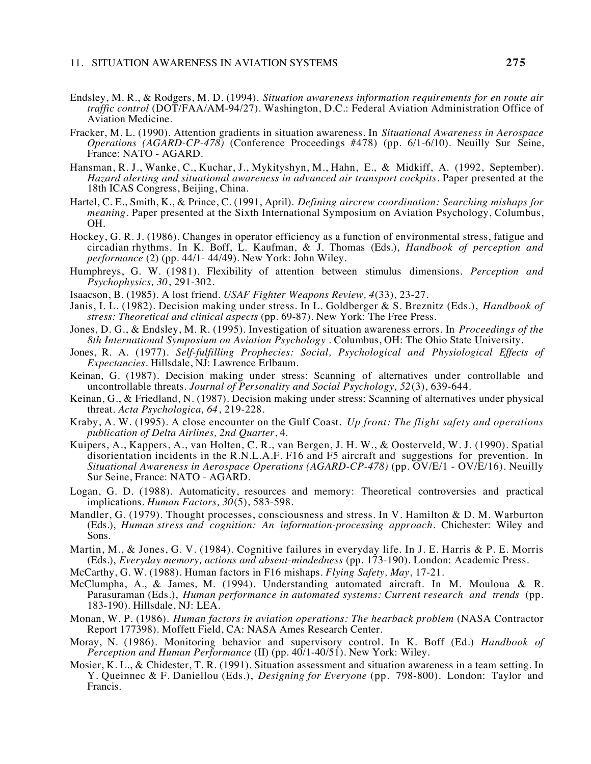Endsley, M. R., & Rodgers, M. D. (1994). *Situation awareness information requirements for en route air traffic control* (DOT/FAA/AM-94/27). Washington, D.C.: Federal Aviation Administration Office of Aviation Medicine.

Fracker, M. L. (1990). Attention gradients in situation awareness. In *Situational Awareness in Aerospace Operations (AGARD-CP-478)* (Conference Proceedings #478) (pp. 6/1-6/10). Neuilly Sur Seine, France: NATO - AGARD.

Hansman, R. J., Wanke, C., Kuchar, J., Mykityshyn, M., Hahn, E., & Midkiff, A. (1992, September). *Hazard alerting and situational awareness in advanced air transport cockpits*. Paper presented at the 18th ICAS Congress, Beijing, China.

Hartel, C. E., Smith, K., & Prince, C. (1991, April). *Defining aircrew coordination: Searching mishaps for meaning*. Paper presented at the Sixth International Symposium on Aviation Psychology, Columbus, OH.

Hockey, G. R. J. (1986). Changes in operator efficiency as a function of environmental stress, fatigue and circadian rhythms. In K. Boff, L. Kaufman, & J. Thomas (Eds.), *Handbook of perception and performance* (2) (pp. 44/1- 44/49). New York: John Wiley.

Humphreys, G. W. (1981). Flexibility of attention between stimulus dimensions. *Perception and Psychophysics, 30*, 291-302.

Isaacson, B. (1985). A lost friend. *USAF Fighter Weapons Review, 4*(33), 23-27.

Janis, I. L. (1982). Decision making under stress. In L. Goldberger & S. Breznitz (Eds.), *Handbook of stress: Theoretical and clinical aspects* (pp. 69-87). New York: The Free Press.

Jones, D. G., & Endsley, M. R. (1995). Investigation of situation awareness errors. In *Proceedings of the 8th International Symposium on Aviation Psychology* . Columbus, OH: The Ohio State University.

Jones, R. A. (1977). *Self-fulfilling Prophecies: Social, Psychological and Physiological Effects of Expectancies*. Hillsdale, NJ: Lawrence Erlbaum.

Keinan, G. (1987). Decision making under stress: Scanning of alternatives under controllable and uncontrollable threats. *Journal of Personality and Social Psychology, 52*(3), 639-644.

Keinan, G., & Friedland, N. (1987). Decision making under stress: Scanning of alternatives under physical threat. *Acta Psychologica, 64*, 219-228.

Kraby, A. W. (1995). A close encounter on the Gulf Coast. *Up front: The flight safety and operations publication of Delta Airlines, 2nd Quarter*, 4.

Kuipers, A., Kappers, A., van Holten, C. R., van Bergen, J. H. W., & Oosterveld, W. J. (1990). Spatial disorientation incidents in the R.N.L.A.F. F16 and F5 aircraft and suggestions for prevention. In *Situational Awareness in Aerospace Operations (AGARD-CP-478)* (pp. OV/E/1 - OV/E/16). Neuilly Sur Seine, France: NATO - AGARD.

Logan, G. D. (1988). Automaticity, resources and memory: Theoretical controversies and practical implications. *Human Factors, 30*(5), 583-598.

Mandler, G. (1979). Thought processes, consciousness and stress. In V. Hamilton & D. M. Warburton (Eds.), *Human stress and cognition: An information-processing approach*. Chichester: Wiley and Sons.

Martin, M., & Jones, G. V. (1984). Cognitive failures in everyday life. In J. E. Harris & P. E. Morris (Eds.), *Everyday memory, actions and absent-mindedness* (pp. 173-190). London: Academic Press.

McCarthy, G. W. (1988). Human factors in F16 mishaps. *Flying Safety, May*, 17-21.

McClumpha, A., & James, M. (1994). Understanding automated aircraft. In M. Mouloua & R. Parasuraman (Eds.), *Human performance in automated systems: Current research and trends* (pp. 183-190). Hillsdale, NJ: LEA.

Monan, W. P. (1986). *Human factors in aviation operations: The hearback problem* (NASA Contractor Report 177398). Moffett Field, CA: NASA Ames Research Center.

Moray, N. (1986). Monitoring behavior and supervisory control. In K. Boff (Ed.) *Handbook of Perception and Human Performance* (II) (pp. 40/1-40/51). New York: Wiley.

Mosier, K. L., & Chidester, T. R. (1991). Situation assessment and situation awareness in a team setting. In Y. Queinnec & F. Daniellou (Eds.), *Designing for Everyone* (pp. 798-800). London: Taylor and Francis.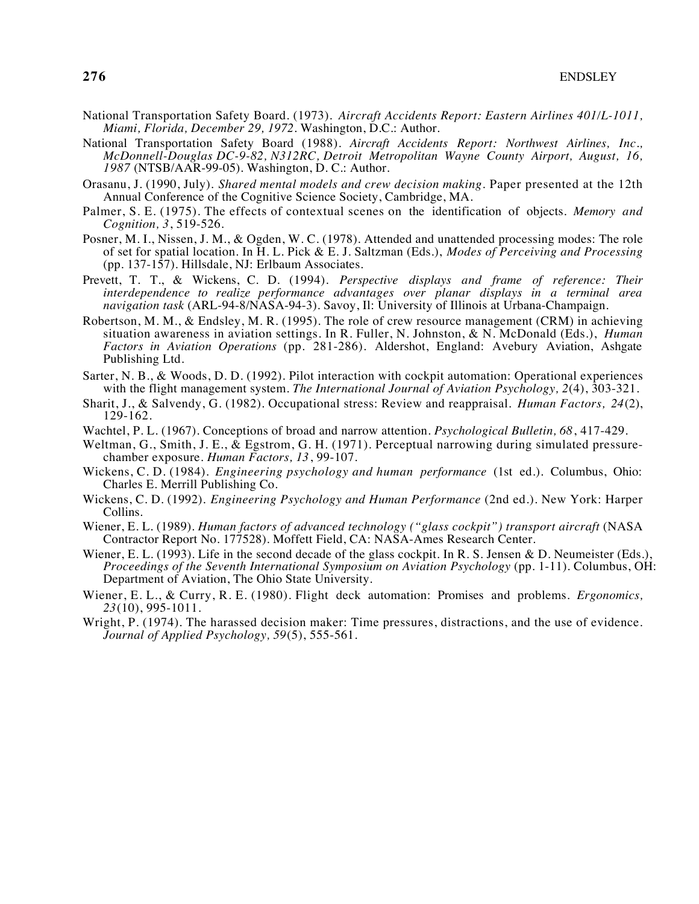National Transportation Safety Board. (1973). *Aircraft Accidents Report: Eastern Airlines 401/L-1011, Miami, Florida, December 29, 1972*. Washington, D.C.: Author.

National Transportation Safety Board (1988). *Aircraft Accidents Report: Northwest Airlines, Inc., McDonnell-Douglas DC-9-82, N312RC, Detroit Metropolitan Wayne County Airport, August, 16, 1987* (NTSB/AAR-99-05). Washington, D. C.: Author.

Orasanu, J. (1990, July). *Shared mental models and crew decision making*. Paper presented at the 12th Annual Conference of the Cognitive Science Society, Cambridge, MA.

Palmer, S. E. (1975). The effects of contextual scenes on the identification of objects. *Memory and Cognition, 3*, 519-526.

Posner, M. I., Nissen, J. M., & Ogden, W. C. (1978). Attended and unattended processing modes: The role of set for spatial location. In H. L. Pick & E. J. Saltzman (Eds.), *Modes of Perceiving and Processing* (pp. 137-157). Hillsdale, NJ: Erlbaum Associates.

Prevett, T. T., & Wickens, C. D. (1994). *Perspective displays and frame of reference: Their interdependence to realize performance advantages over planar displays in a terminal area navigation task* (ARL-94-8/NASA-94-3). Savoy, Il: University of Illinois at Urbana-Champaign.

Robertson, M. M., & Endsley, M. R. (1995). The role of crew resource management (CRM) in achieving situation awareness in aviation settings. In R. Fuller, N. Johnston, & N. McDonald (Eds.), *Human Factors in Aviation Operations* (pp. 281-286). Aldershot, England: Avebury Aviation, Ashgate Publishing Ltd.

Sarter, N. B., & Woods, D. D. (1992). Pilot interaction with cockpit automation: Operational experiences with the flight management system. *The International Journal of Aviation Psychology, 2*(4), 303-321.

Sharit, J., & Salvendy, G. (1982). Occupational stress: Review and reappraisal. *Human Factors, 24*(2), 129-162.

Wachtel, P. L. (1967). Conceptions of broad and narrow attention. *Psychological Bulletin, 68*, 417-429.

Weltman, G., Smith, J. E., & Egstrom, G. H. (1971). Perceptual narrowing during simulated pressure-chamber exposure. *Human Factors, 13*, 99-107.

Wickens, C. D. (1984). *Engineering psychology and human performance* (1st ed.). Columbus, Ohio: Charles E. Merrill Publishing Co.

Wickens, C. D. (1992). *Engineering Psychology and Human Performance* (2nd ed.). New York: Harper Collins.

Wiener, E. L. (1989). *Human factors of advanced technology ("glass cockpit") transport aircraft* (NASA Contractor Report No. 177528). Moffett Field, CA: NASA-Ames Research Center.

Wiener, E. L. (1993). Life in the second decade of the glass cockpit. In R. S. Jensen & D. Neumeister (Eds.), *Proceedings of the Seventh International Symposium on Aviation Psychology* (pp. 1-11). Columbus, OH: Department of Aviation, The Ohio State University.

Wiener, E. L., & Curry, R. E. (1980). Flight deck automation: Promises and problems. *Ergonomics, 23*(10), 995-1011.

Wright, P. (1974). The harassed decision maker: Time pressures, distractions, and the use of evidence. *Journal of Applied Psychology, 59*(5), 555-561.